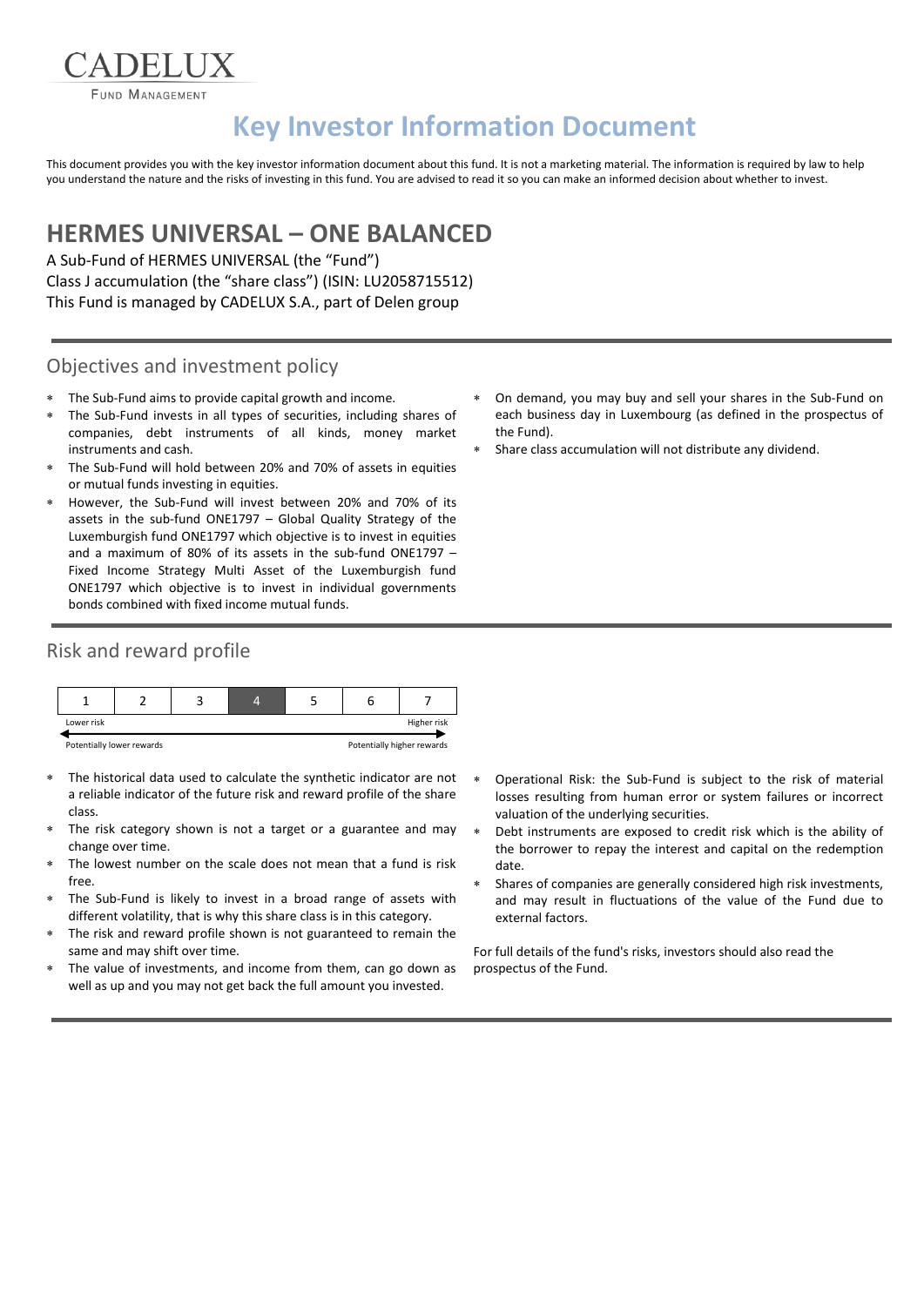CADELUX

FUND MANAGEMENT

# Key Investor Information Document

This document provides you with the key investor information document about this fund. It is not a marketing material. The information is required by law to help you understand the nature and the risks of investing in this fund. You are advised to read it so you can make an informed decision about whether to invest.

## HERMES UNIVERSAL – ONE BALANCED

A Sub-Fund of HERMES UNIVERSAL (the "Fund")
Class J accumulation (the "share class") (ISIN: LU2058715512)
This Fund is managed by CADELUX S.A., part of Delen group

### Objectives and investment policy

- The Sub-Fund aims to provide capital growth and income.
- The Sub-Fund invests in all types of securities, including shares of companies, debt instruments of all kinds, money market instruments and cash.
- The Sub-Fund will hold between 20% and 70% of assets in equities or mutual funds investing in equities.
- However, the Sub-Fund will invest between 20% and 70% of its assets in the sub-fund ONE1797 – Global Quality Strategy of the Luxemburgish fund ONE1797 which objective is to invest in equities and a maximum of 80% of its assets in the sub-fund ONE1797 – Fixed Income Strategy Multi Asset of the Luxemburgish fund ONE1797 which objective is to invest in individual governments bonds combined with fixed income mutual funds.
- On demand, you may buy and sell your shares in the Sub-Fund on each business day in Luxembourg (as defined in the prospectus of the Fund).
- Share class accumulation will not distribute any dividend.

### Risk and reward profile

| 1 | 2 | 3 | **4** | 5 | 6 | 7 |
|---|---|---|---|---|---|---|

Lower risk — Higher risk

Potentially lower rewards — Potentially higher rewards

- The historical data used to calculate the synthetic indicator are not a reliable indicator of the future risk and reward profile of the share class.
- The risk category shown is not a target or a guarantee and may change over time.
- The lowest number on the scale does not mean that a fund is risk free.
- The Sub-Fund is likely to invest in a broad range of assets with different volatility, that is why this share class is in this category.
- The risk and reward profile shown is not guaranteed to remain the same and may shift over time.
- The value of investments, and income from them, can go down as well as up and you may not get back the full amount you invested.
- Operational Risk: the Sub-Fund is subject to the risk of material losses resulting from human error or system failures or incorrect valuation of the underlying securities.
- Debt instruments are exposed to credit risk which is the ability of the borrower to repay the interest and capital on the redemption date.
- Shares of companies are generally considered high risk investments, and may result in fluctuations of the value of the Fund due to external factors.

For full details of the fund's risks, investors should also read the prospectus of the Fund.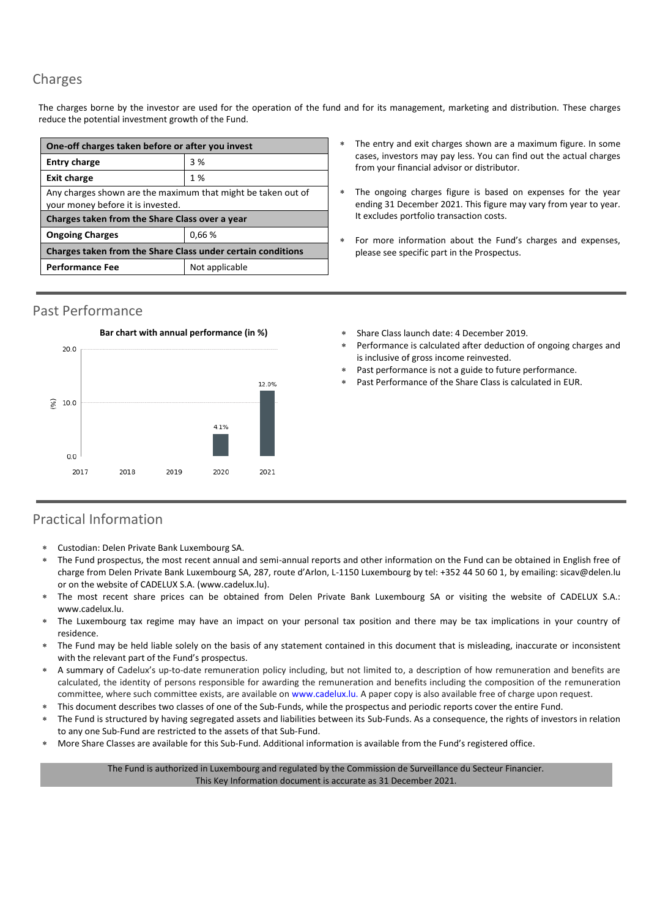## Charges

The charges borne by the investor are used for the operation of the fund and for its management, marketing and distribution. These charges reduce the potential investment growth of the Fund.

| One-off charges taken before or after you invest | |
|---|---|
| **Entry charge** | 3 % |
| **Exit charge** | 1 % |
| Any charges shown are the maximum that might be taken out of your money before it is invested. | |
| **Charges taken from the Share Class over a year** | |
| **Ongoing Charges** | 0,66 % |
| **Charges taken from the Share Class under certain conditions** | |
| **Performance Fee** | Not applicable |

- The entry and exit charges shown are a maximum figure. In some cases, investors may pay less. You can find out the actual charges from your financial advisor or distributor.
- The ongoing charges figure is based on expenses for the year ending 31 December 2021. This figure may vary from year to year. It excludes portfolio transaction costs.
- For more information about the Fund's charges and expenses, please see specific part in the Prospectus.

## Past Performance

**Bar chart with annual performance (in %)**

(%)

20.0

10.0

0.0

2017

2018

2019

2020

2021

4.1%

12.0%

- Share Class launch date: 4 December 2019.
- Performance is calculated after deduction of ongoing charges and is inclusive of gross income reinvested.
- Past performance is not a guide to future performance.
- Past Performance of the Share Class is calculated in EUR.

## Practical Information

- Custodian: Delen Private Bank Luxembourg SA.
- The Fund prospectus, the most recent annual and semi-annual reports and other information on the Fund can be obtained in English free of charge from Delen Private Bank Luxembourg SA, 287, route d'Arlon, L-1150 Luxembourg by tel: +352 44 50 60 1, by emailing: sicav@delen.lu or on the website of CADELUX S.A. (www.cadelux.lu).
- The most recent share prices can be obtained from Delen Private Bank Luxembourg SA or visiting the website of CADELUX S.A.: www.cadelux.lu.
- The Luxembourg tax regime may have an impact on your personal tax position and there may be tax implications in your country of residence.
- The Fund may be held liable solely on the basis of any statement contained in this document that is misleading, inaccurate or inconsistent with the relevant part of the Fund's prospectus.
- A summary of Cadelux's up-to-date remuneration policy including, but not limited to, a description of how remuneration and benefits are calculated, the identity of persons responsible for awarding the remuneration and benefits including the composition of the remuneration committee, where such committee exists, are available on www.cadelux.lu. A paper copy is also available free of charge upon request.
- This document describes two classes of one of the Sub-Funds, while the prospectus and periodic reports cover the entire Fund.
- The Fund is structured by having segregated assets and liabilities between its Sub-Funds. As a consequence, the rights of investors in relation to any one Sub-Fund are restricted to the assets of that Sub-Fund.
- More Share Classes are available for this Sub-Fund. Additional information is available from the Fund's registered office.

The Fund is authorized in Luxembourg and regulated by the Commission de Surveillance du Secteur Financier.
This Key Information document is accurate as 31 December 2021.